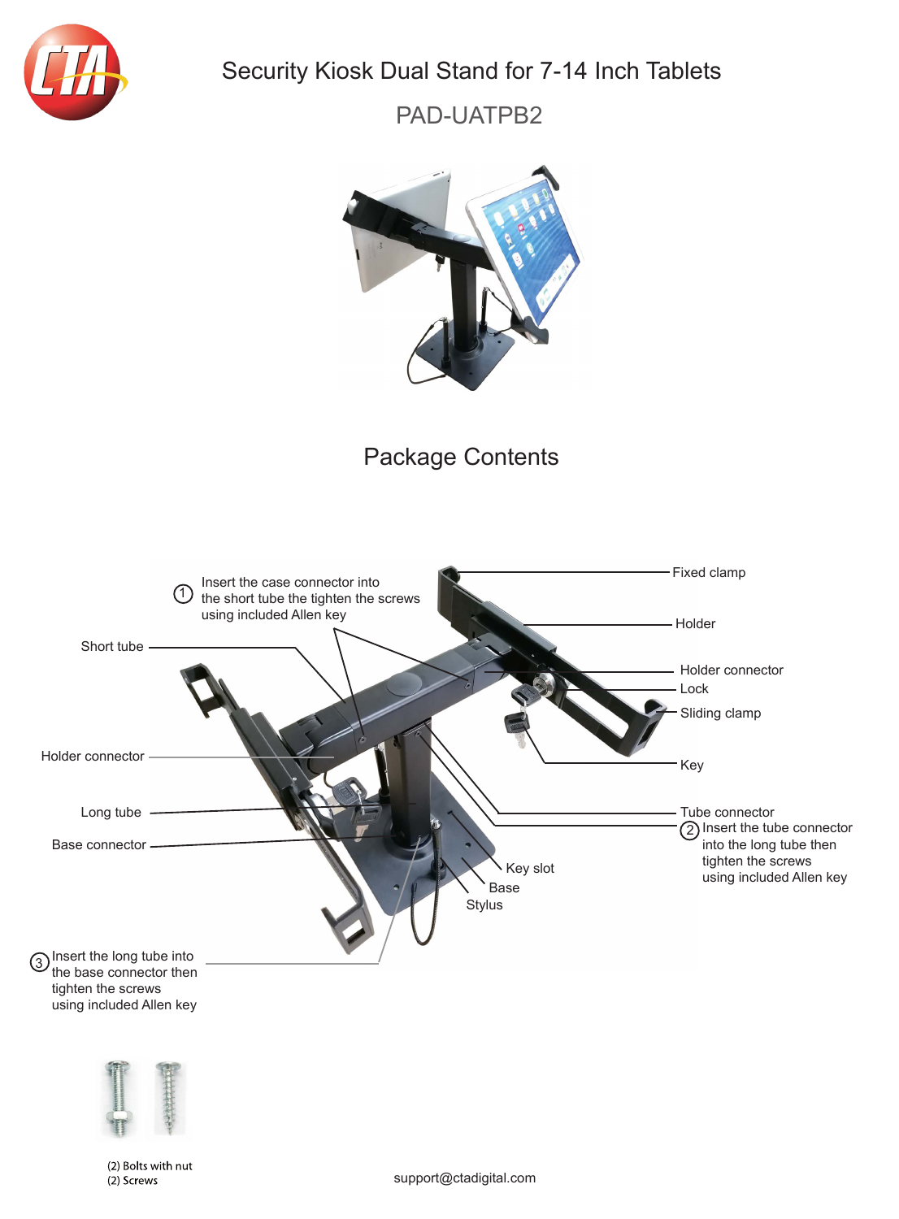# Security Kiosk Dual Stand for 7-14 Inch Tablets

## PAD-UATPB2

## Package Contents

① Insert the case connector into the short tube the tighten the screws using included Allen key

Short tube

Holder connector

Long tube

Base connector

Fixed clamp

Holder

Holder connector

Lock

Sliding clamp

Key

Tube connector

② Insert the tube connector into the long tube then tighten the screws using included Allen key

Key slot

Base

Stylus

③ Insert the long tube into the base connector then tighten the screws using included Allen key

(2) Bolts with nut
(2) Screws

support@ctadigital.com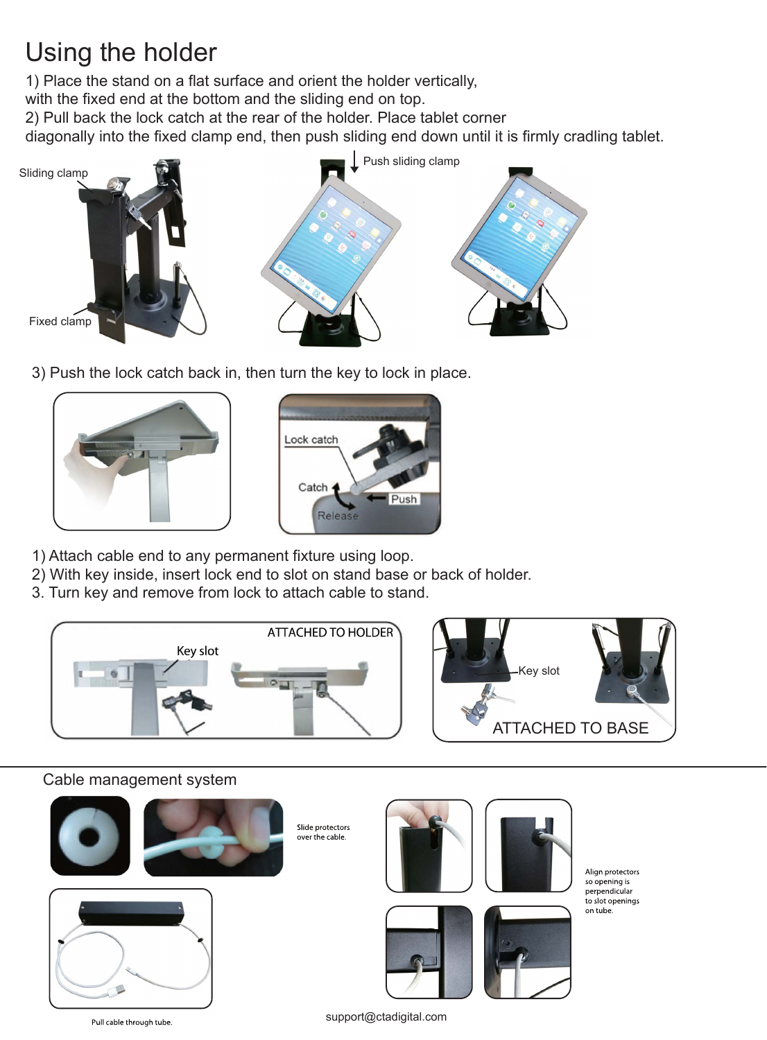# Using the holder

1) Place the stand on a flat surface and orient the holder vertically, with the fixed end at the bottom and the sliding end on top.
2) Pull back the lock catch at the rear of the holder. Place tablet corner diagonally into the fixed clamp end, then push sliding end down until it is firmly cradling tablet.

Sliding clamp

Fixed clamp

Push sliding clamp

3) Push the lock catch back in, then turn the key to lock in place.

Lock catch

Catch

Push

Release

1) Attach cable end to any permanent fixture using loop.
2) With key inside, insert lock end to slot on stand base or back of holder.
3. Turn key and remove from lock to attach cable to stand.

ATTACHED TO HOLDER

Key slot

Key slot

ATTACHED TO BASE

## Cable management system

Slide protectors over the cable.

Align protectors so opening is perpendicular to slot openings on tube.

Pull cable through tube.

support@ctadigital.com